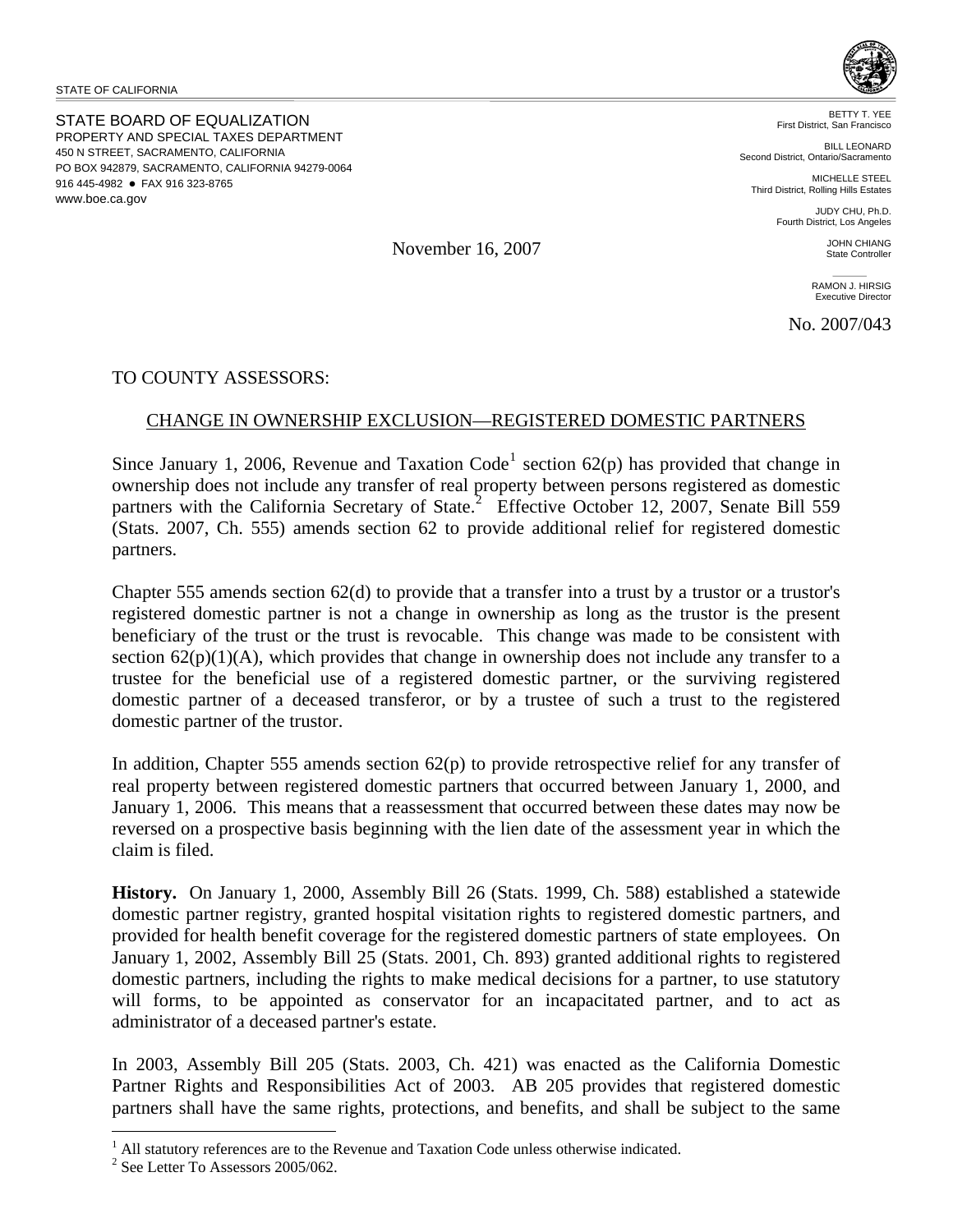STATE OF CALIFORNIA

STATE BOARD OF EQUALIZATION
PROPERTY AND SPECIAL TAXES DEPARTMENT
450 N STREET, SACRAMENTO, CALIFORNIA
PO BOX 942879, SACRAMENTO, CALIFORNIA 94279-0064
916 445-4982 ● FAX 916 323-8765
www.boe.ca.gov

BETTY T. YEE
First District, San Francisco

BILL LEONARD
Second District, Ontario/Sacramento

MICHELLE STEEL
Third District, Rolling Hills Estates

JUDY CHU, Ph.D.
Fourth District, Los Angeles

JOHN CHIANG
State Controller

RAMON J. HIRSIG
Executive Director

November 16, 2007

No. 2007/043

TO COUNTY ASSESSORS:

CHANGE IN OWNERSHIP EXCLUSION—REGISTERED DOMESTIC PARTNERS

Since January 1, 2006, Revenue and Taxation Code[1] section 62(p) has provided that change in ownership does not include any transfer of real property between persons registered as domestic partners with the California Secretary of State.[2] Effective October 12, 2007, Senate Bill 559 (Stats. 2007, Ch. 555) amends section 62 to provide additional relief for registered domestic partners.

Chapter 555 amends section 62(d) to provide that a transfer into a trust by a trustor or a trustor's registered domestic partner is not a change in ownership as long as the trustor is the present beneficiary of the trust or the trust is revocable. This change was made to be consistent with section 62(p)(1)(A), which provides that change in ownership does not include any transfer to a trustee for the beneficial use of a registered domestic partner, or the surviving registered domestic partner of a deceased transferor, or by a trustee of such a trust to the registered domestic partner of the trustor.

In addition, Chapter 555 amends section 62(p) to provide retrospective relief for any transfer of real property between registered domestic partners that occurred between January 1, 2000, and January 1, 2006. This means that a reassessment that occurred between these dates may now be reversed on a prospective basis beginning with the lien date of the assessment year in which the claim is filed.

**History.** On January 1, 2000, Assembly Bill 26 (Stats. 1999, Ch. 588) established a statewide domestic partner registry, granted hospital visitation rights to registered domestic partners, and provided for health benefit coverage for the registered domestic partners of state employees. On January 1, 2002, Assembly Bill 25 (Stats. 2001, Ch. 893) granted additional rights to registered domestic partners, including the rights to make medical decisions for a partner, to use statutory will forms, to be appointed as conservator for an incapacitated partner, and to act as administrator of a deceased partner's estate.

In 2003, Assembly Bill 205 (Stats. 2003, Ch. 421) was enacted as the California Domestic Partner Rights and Responsibilities Act of 2003. AB 205 provides that registered domestic partners shall have the same rights, protections, and benefits, and shall be subject to the same

[1] All statutory references are to the Revenue and Taxation Code unless otherwise indicated.
[2] See Letter To Assessors 2005/062.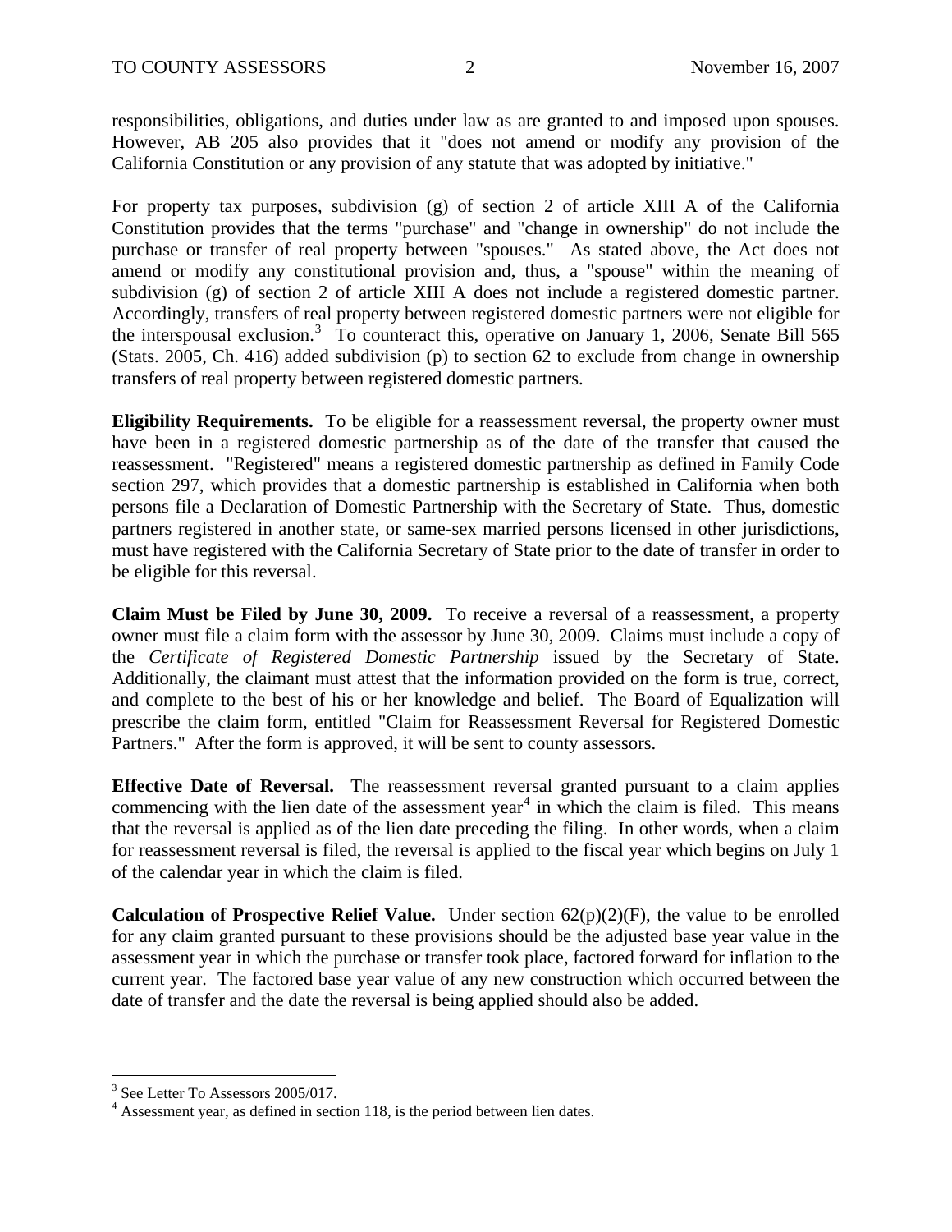responsibilities, obligations, and duties under law as are granted to and imposed upon spouses. However, AB 205 also provides that it "does not amend or modify any provision of the California Constitution or any provision of any statute that was adopted by initiative."

For property tax purposes, subdivision (g) of section 2 of article XIII A of the California Constitution provides that the terms "purchase" and "change in ownership" do not include the purchase or transfer of real property between "spouses." As stated above, the Act does not amend or modify any constitutional provision and, thus, a "spouse" within the meaning of subdivision (g) of section 2 of article XIII A does not include a registered domestic partner. Accordingly, transfers of real property between registered domestic partners were not eligible for the interspousal exclusion.[3] To counteract this, operative on January 1, 2006, Senate Bill 565 (Stats. 2005, Ch. 416) added subdivision (p) to section 62 to exclude from change in ownership transfers of real property between registered domestic partners.

**Eligibility Requirements.** To be eligible for a reassessment reversal, the property owner must have been in a registered domestic partnership as of the date of the transfer that caused the reassessment. "Registered" means a registered domestic partnership as defined in Family Code section 297, which provides that a domestic partnership is established in California when both persons file a Declaration of Domestic Partnership with the Secretary of State. Thus, domestic partners registered in another state, or same-sex married persons licensed in other jurisdictions, must have registered with the California Secretary of State prior to the date of transfer in order to be eligible for this reversal.

**Claim Must be Filed by June 30, 2009.** To receive a reversal of a reassessment, a property owner must file a claim form with the assessor by June 30, 2009. Claims must include a copy of the *Certificate of Registered Domestic Partnership* issued by the Secretary of State. Additionally, the claimant must attest that the information provided on the form is true, correct, and complete to the best of his or her knowledge and belief. The Board of Equalization will prescribe the claim form, entitled "Claim for Reassessment Reversal for Registered Domestic Partners." After the form is approved, it will be sent to county assessors.

**Effective Date of Reversal.** The reassessment reversal granted pursuant to a claim applies commencing with the lien date of the assessment year[4] in which the claim is filed. This means that the reversal is applied as of the lien date preceding the filing. In other words, when a claim for reassessment reversal is filed, the reversal is applied to the fiscal year which begins on July 1 of the calendar year in which the claim is filed.

**Calculation of Prospective Relief Value.** Under section 62(p)(2)(F), the value to be enrolled for any claim granted pursuant to these provisions should be the adjusted base year value in the assessment year in which the purchase or transfer took place, factored forward for inflation to the current year. The factored base year value of any new construction which occurred between the date of transfer and the date the reversal is being applied should also be added.

---

[3] See Letter To Assessors 2005/017.

[4] Assessment year, as defined in section 118, is the period between lien dates.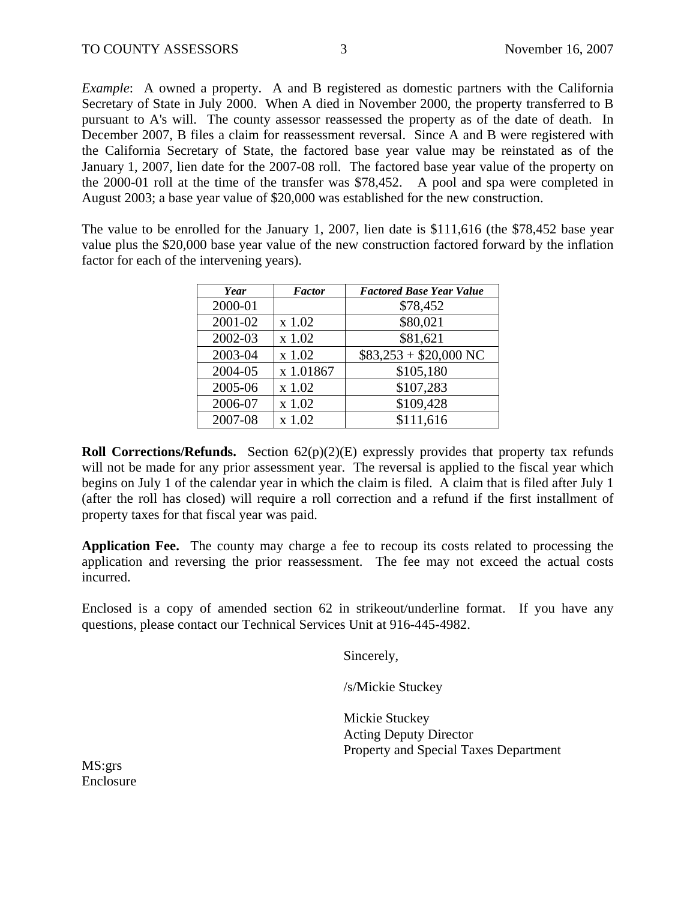*Example*: A owned a property. A and B registered as domestic partners with the California Secretary of State in July 2000. When A died in November 2000, the property transferred to B pursuant to A's will. The county assessor reassessed the property as of the date of death. In December 2007, B files a claim for reassessment reversal. Since A and B were registered with the California Secretary of State, the factored base year value may be reinstated as of the January 1, 2007, lien date for the 2007-08 roll. The factored base year value of the property on the 2000-01 roll at the time of the transfer was $78,452. A pool and spa were completed in August 2003; a base year value of $20,000 was established for the new construction.

The value to be enrolled for the January 1, 2007, lien date is $111,616 (the $78,452 base year value plus the $20,000 base year value of the new construction factored forward by the inflation factor for each of the intervening years).

| *Year* | *Factor* | *Factored Base Year Value* |
|---|---|---|
| 2000-01 | | $78,452 |
| 2001-02 | x 1.02 | $80,021 |
| 2002-03 | x 1.02 | $81,621 |
| 2003-04 | x 1.02 | $83,253 + $20,000 NC |
| 2004-05 | x 1.01867 | $105,180 |
| 2005-06 | x 1.02 | $107,283 |
| 2006-07 | x 1.02 | $109,428 |
| 2007-08 | x 1.02 | $111,616 |

**Roll Corrections/Refunds.** Section 62(p)(2)(E) expressly provides that property tax refunds will not be made for any prior assessment year. The reversal is applied to the fiscal year which begins on July 1 of the calendar year in which the claim is filed. A claim that is filed after July 1 (after the roll has closed) will require a roll correction and a refund if the first installment of property taxes for that fiscal year was paid.

**Application Fee.** The county may charge a fee to recoup its costs related to processing the application and reversing the prior reassessment. The fee may not exceed the actual costs incurred.

Enclosed is a copy of amended section 62 in strikeout/underline format. If you have any questions, please contact our Technical Services Unit at 916-445-4982.

Sincerely,

/s/Mickie Stuckey

Mickie Stuckey
Acting Deputy Director
Property and Special Taxes Department

MS:grs
Enclosure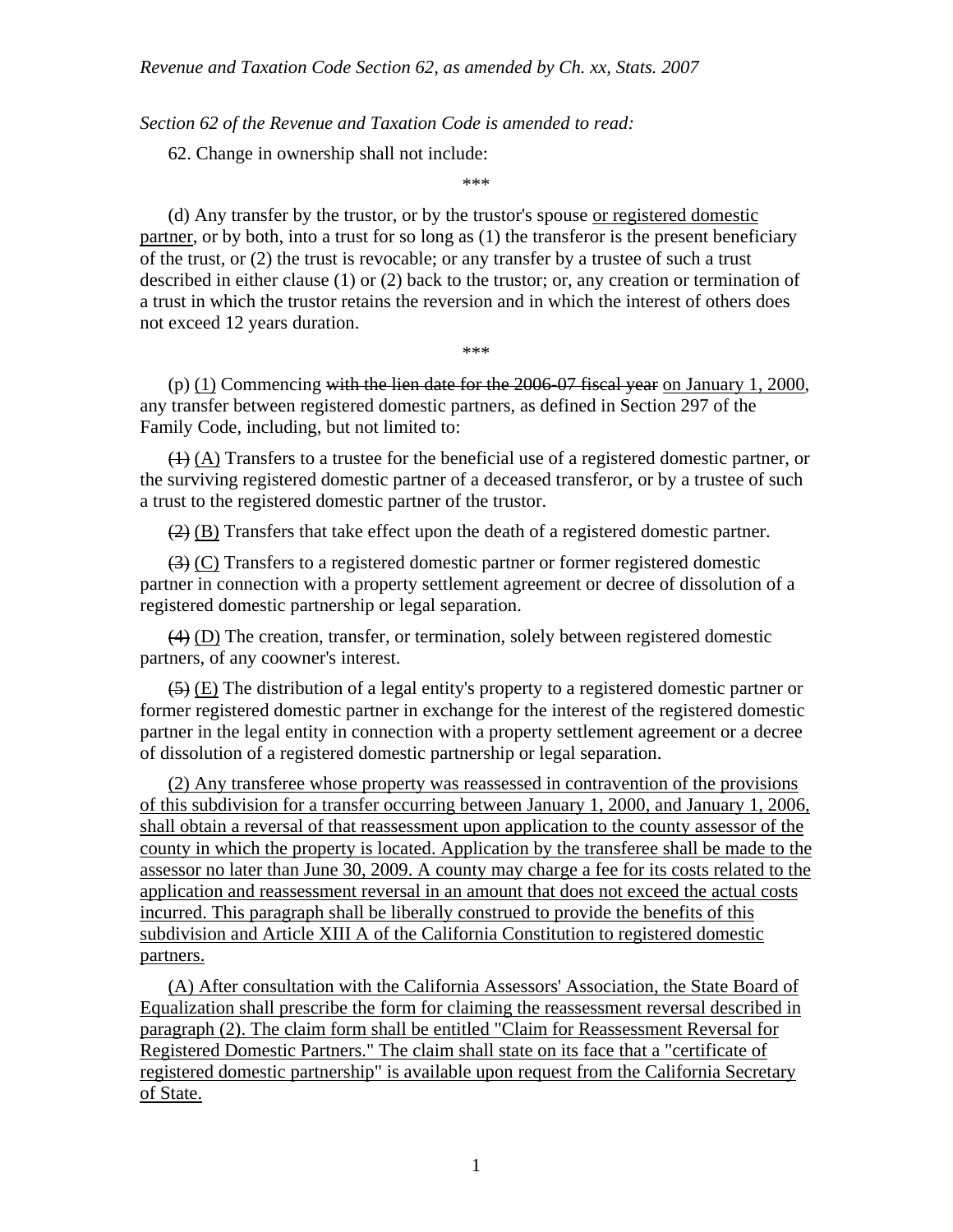*Revenue and Taxation Code Section 62, as amended by Ch. xx, Stats. 2007*

*Section 62 of the Revenue and Taxation Code is amended to read:*

62. Change in ownership shall not include:

\*\*\*

(d) Any transfer by the trustor, or by the trustor's spouse <u>or registered domestic partner</u>, or by both, into a trust for so long as (1) the transferor is the present beneficiary of the trust, or (2) the trust is revocable; or any transfer by a trustee of such a trust described in either clause (1) or (2) back to the trustor; or, any creation or termination of a trust in which the trustor retains the reversion and in which the interest of others does not exceed 12 years duration.

\*\*\*

(p) <u>(1)</u> Commencing ~~with the lien date for the 2006-07 fiscal year~~ <u>on January 1, 2000</u>, any transfer between registered domestic partners, as defined in Section 297 of the Family Code, including, but not limited to:

~~(1)~~ <u>(A)</u> Transfers to a trustee for the beneficial use of a registered domestic partner, or the surviving registered domestic partner of a deceased transferor, or by a trustee of such a trust to the registered domestic partner of the trustor.

~~(2)~~ <u>(B)</u> Transfers that take effect upon the death of a registered domestic partner.

~~(3)~~ <u>(C)</u> Transfers to a registered domestic partner or former registered domestic partner in connection with a property settlement agreement or decree of dissolution of a registered domestic partnership or legal separation.

~~(4)~~ <u>(D)</u> The creation, transfer, or termination, solely between registered domestic partners, of any coowner's interest.

~~(5)~~ <u>(E)</u> The distribution of a legal entity's property to a registered domestic partner or former registered domestic partner in exchange for the interest of the registered domestic partner in the legal entity in connection with a property settlement agreement or a decree of dissolution of a registered domestic partnership or legal separation.

<u>(2) Any transferee whose property was reassessed in contravention of the provisions of this subdivision for a transfer occurring between January 1, 2000, and January 1, 2006, shall obtain a reversal of that reassessment upon application to the county assessor of the county in which the property is located. Application by the transferee shall be made to the assessor no later than June 30, 2009. A county may charge a fee for its costs related to the application and reassessment reversal in an amount that does not exceed the actual costs incurred. This paragraph shall be liberally construed to provide the benefits of this subdivision and Article XIII A of the California Constitution to registered domestic partners.</u>

<u>(A) After consultation with the California Assessors' Association, the State Board of Equalization shall prescribe the form for claiming the reassessment reversal described in paragraph (2). The claim form shall be entitled "Claim for Reassessment Reversal for Registered Domestic Partners." The claim shall state on its face that a "certificate of registered domestic partnership" is available upon request from the California Secretary of State.</u>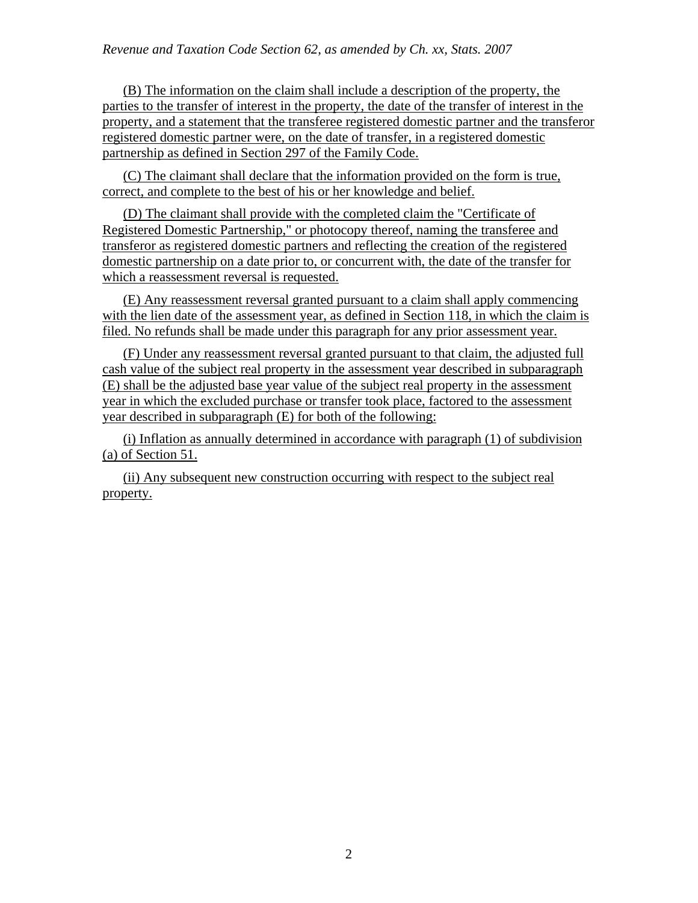(B) The information on the claim shall include a description of the property, the parties to the transfer of interest in the property, the date of the transfer of interest in the property, and a statement that the transferee registered domestic partner and the transferor registered domestic partner were, on the date of transfer, in a registered domestic partnership as defined in Section 297 of the Family Code.

(C) The claimant shall declare that the information provided on the form is true, correct, and complete to the best of his or her knowledge and belief.

(D) The claimant shall provide with the completed claim the "Certificate of Registered Domestic Partnership," or photocopy thereof, naming the transferee and transferor as registered domestic partners and reflecting the creation of the registered domestic partnership on a date prior to, or concurrent with, the date of the transfer for which a reassessment reversal is requested.

(E) Any reassessment reversal granted pursuant to a claim shall apply commencing with the lien date of the assessment year, as defined in Section 118, in which the claim is filed. No refunds shall be made under this paragraph for any prior assessment year.

(F) Under any reassessment reversal granted pursuant to that claim, the adjusted full cash value of the subject real property in the assessment year described in subparagraph (E) shall be the adjusted base year value of the subject real property in the assessment year in which the excluded purchase or transfer took place, factored to the assessment year described in subparagraph (E) for both of the following:

(i) Inflation as annually determined in accordance with paragraph (1) of subdivision (a) of Section 51.

(ii) Any subsequent new construction occurring with respect to the subject real property.